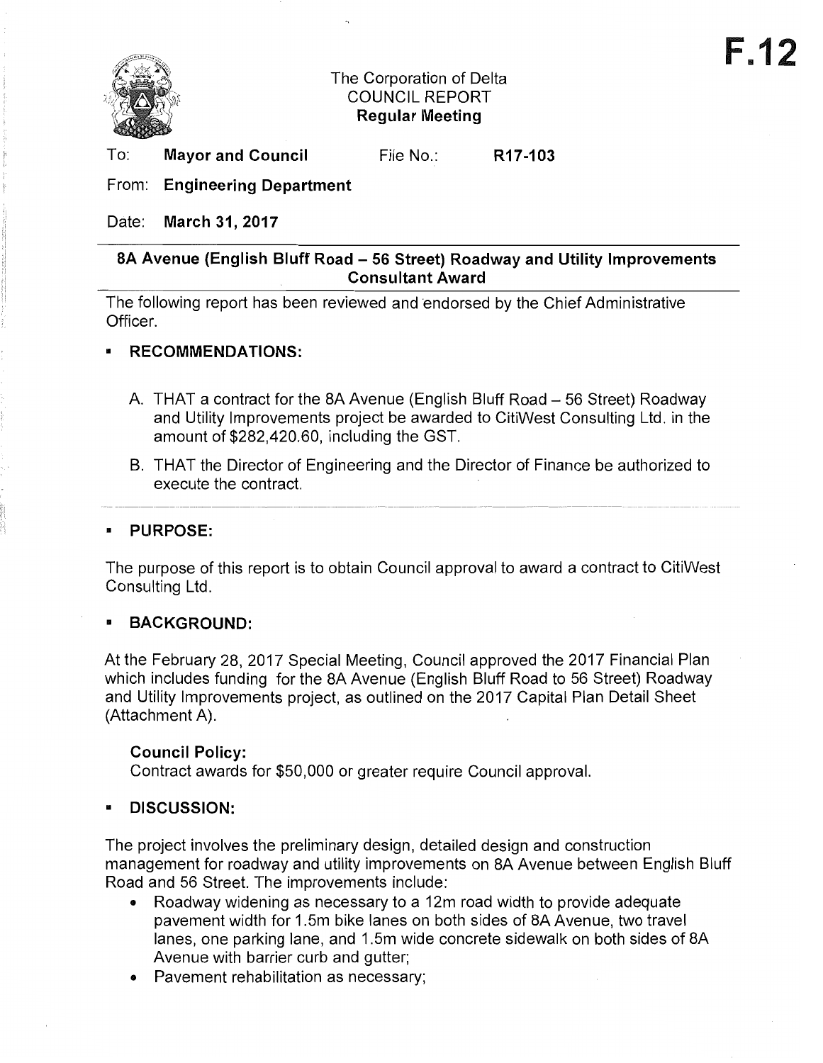**F.12**

The Corporation of Delta
COUNCIL REPORT
**Regular Meeting**

To: **Mayor and Council** File No.: **R17-103**

From: **Engineering Department**

Date: **March 31, 2017**

---

## 8A Avenue (English Bluff Road – 56 Street) Roadway and Utility Improvements Consultant Award

---

The following report has been reviewed and endorsed by the Chief Administrative Officer.

- **RECOMMENDATIONS:**

A. THAT a contract for the 8A Avenue (English Bluff Road – 56 Street) Roadway and Utility Improvements project be awarded to CitiWest Consulting Ltd. in the amount of $282,420.60, including the GST.

B. THAT the Director of Engineering and the Director of Finance be authorized to execute the contract.

---

- **PURPOSE:**

The purpose of this report is to obtain Council approval to award a contract to CitiWest Consulting Ltd.

- **BACKGROUND:**

At the February 28, 2017 Special Meeting, Council approved the 2017 Financial Plan which includes funding for the 8A Avenue (English Bluff Road to 56 Street) Roadway and Utility Improvements project, as outlined on the 2017 Capital Plan Detail Sheet (Attachment A).

**Council Policy:**
Contract awards for $50,000 or greater require Council approval.

- **DISCUSSION:**

The project involves the preliminary design, detailed design and construction management for roadway and utility improvements on 8A Avenue between English Bluff Road and 56 Street. The improvements include:

- Roadway widening as necessary to a 12m road width to provide adequate pavement width for 1.5m bike lanes on both sides of 8A Avenue, two travel lanes, one parking lane, and 1.5m wide concrete sidewalk on both sides of 8A Avenue with barrier curb and gutter;
- Pavement rehabilitation as necessary;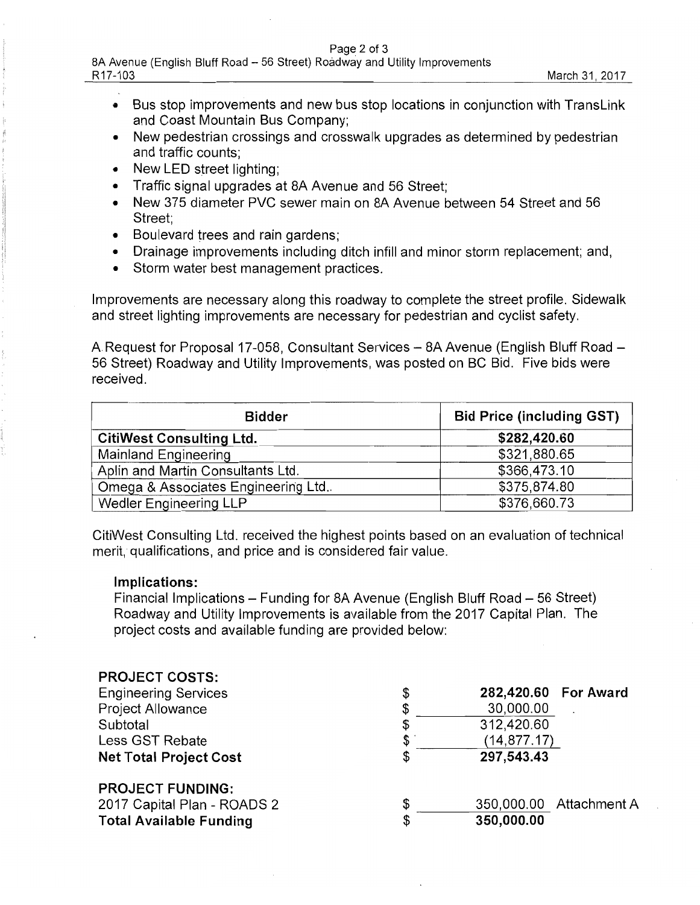- Bus stop improvements and new bus stop locations in conjunction with TransLink and Coast Mountain Bus Company;
- New pedestrian crossings and crosswalk upgrades as determined by pedestrian and traffic counts;
- New LED street lighting;
- Traffic signal upgrades at 8A Avenue and 56 Street;
- New 375 diameter PVC sewer main on 8A Avenue between 54 Street and 56 Street;
- Boulevard trees and rain gardens;
- Drainage improvements including ditch infill and minor storm replacement; and,
- Storm water best management practices.

Improvements are necessary along this roadway to complete the street profile. Sidewalk and street lighting improvements are necessary for pedestrian and cyclist safety.

A Request for Proposal 17-058, Consultant Services – 8A Avenue (English Bluff Road – 56 Street) Roadway and Utility Improvements, was posted on BC Bid. Five bids were received.

| Bidder | Bid Price (including GST) |
|---|---|
| **CitiWest Consulting Ltd.** | **$282,420.60** |
| Mainland Engineering | $321,880.65 |
| Aplin and Martin Consultants Ltd. | $366,473.10 |
| Omega & Associates Engineering Ltd.. | $375,874.80 |
| Wedler Engineering LLP | $376,660.73 |

CitiWest Consulting Ltd. received the highest points based on an evaluation of technical merit, qualifications, and price and is considered fair value.

**Implications:**

Financial Implications – Funding for 8A Avenue (English Bluff Road – 56 Street) Roadway and Utility Improvements is available from the 2017 Capital Plan. The project costs and available funding are provided below:

| | | | |
|---|---|---|---|
| **PROJECT COSTS:** | | | |
| Engineering Services | $ | **282,420.60** | **For Award** |
| Project Allowance | $ | 30,000.00 | |
| Subtotal | $ | 312,420.60 | |
| Less GST Rebate | $ | (14,877.17) | |
| **Net Total Project Cost** | $ | **297,543.43** | |
| **PROJECT FUNDING:** | | | |
| 2017 Capital Plan - ROADS 2 | $ | 350,000.00 | Attachment A |
| **Total Available Funding** | $ | **350,000.00** | |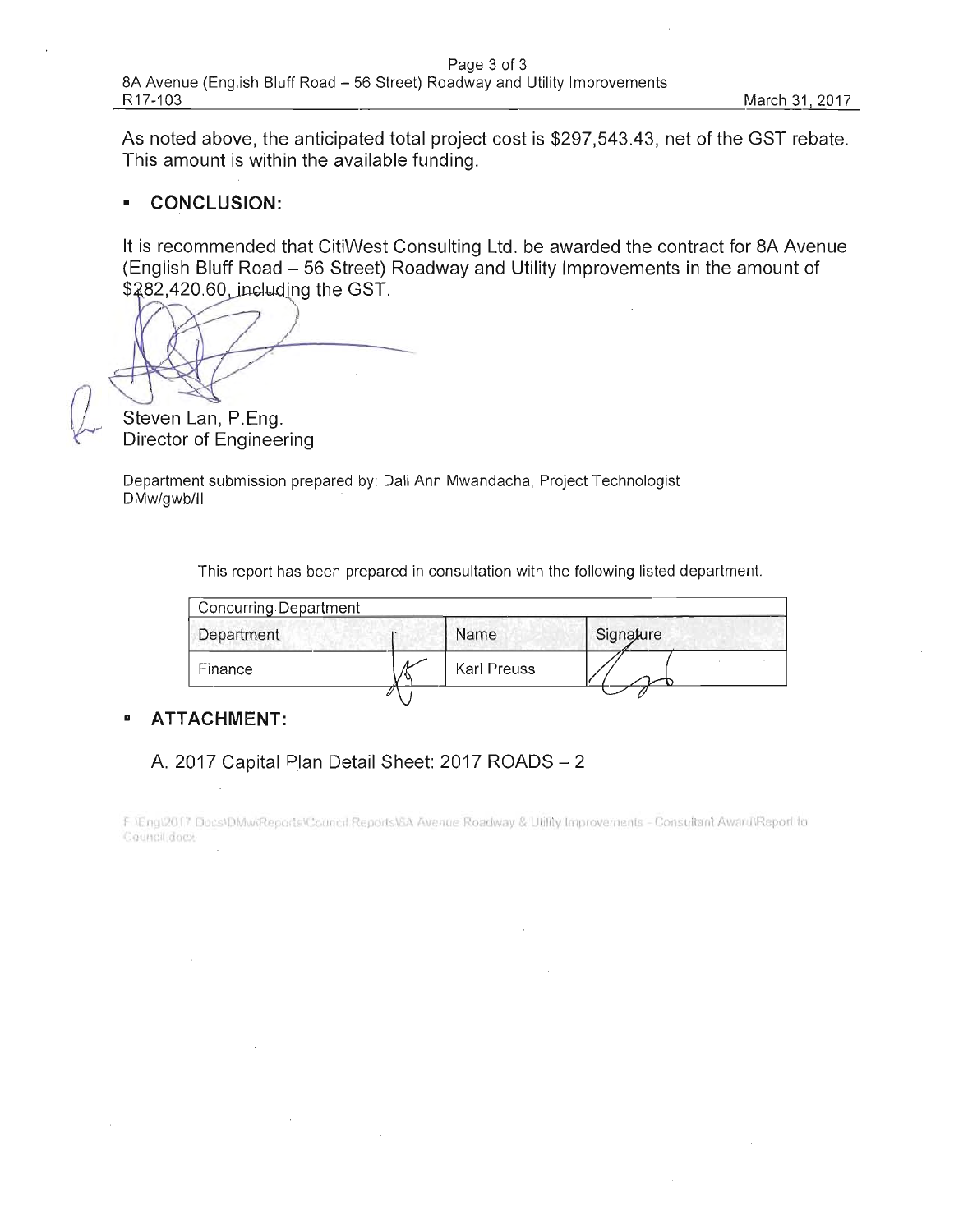As noted above, the anticipated total project cost is $297,543.43, net of the GST rebate. This amount is within the available funding.

- **CONCLUSION:**

It is recommended that CitiWest Consulting Ltd. be awarded the contract for 8A Avenue (English Bluff Road – 56 Street) Roadway and Utility Improvements in the amount of $282,420.60, including the GST.

Steven Lan, P.Eng.
Director of Engineering

Department submission prepared by: Dali Ann Mwandacha, Project Technologist
DMw/gwb/ll

This report has been prepared in consultation with the following listed department.

| Concurring Department | | |
|---|---|---|
| Department | Name | Signature |
| Finance | Karl Preuss | |

- **ATTACHMENT:**

A. 2017 Capital Plan Detail Sheet: 2017 ROADS – 2

F:\Eng\2017 Docs\DMw\Reports\Council Reports\8A Avenue Roadway & Utility Improvements - Consultant Award\Report to Council.docx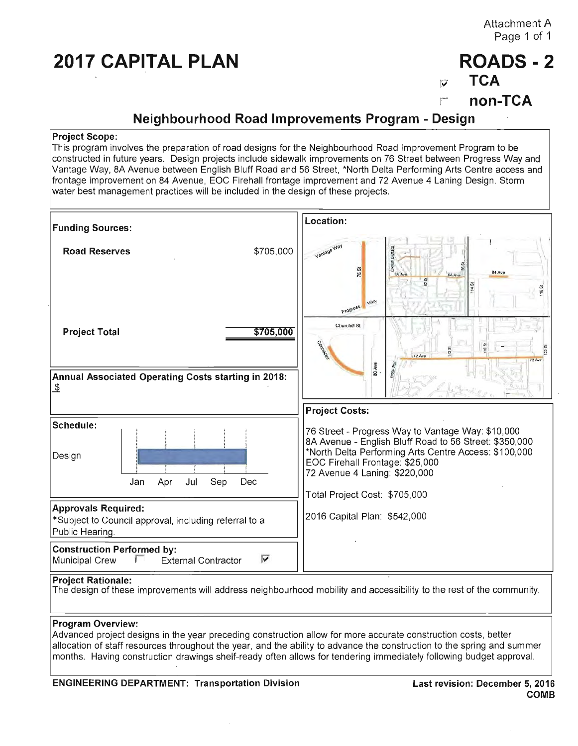Attachment A

# 2017 CAPITAL PLAN

# ROADS - 2

☑ **TCA**

☐ **non-TCA**

## Neighbourhood Road Improvements Program - Design

**Project Scope:**
This program involves the preparation of road designs for the Neighbourhood Road Improvement Program to be constructed in future years. Design projects include sidewalk improvements on 76 Street between Progress Way and Vantage Way, 8A Avenue between English Bluff Road and 56 Street, *North Delta Performing Arts Centre access and frontage improvement on 84 Avenue, EOC Firehall frontage improvement and 72 Avenue 4 Laning Design. Storm water best management practices will be included in the design of these projects.

**Funding Sources:**

| | |
|---|---|
| **Road Reserves** | $705,000 |
| **Project Total** | **$705,000** |

**Location:**

Vantage Way
76 St
Progress Way
English Bluff Rd
8A Ave
52 St
56 St
114 St
84 Ave
116 St
Churchill St
Connector
80 Ave
BNSF Rd
72 Ave
112 St
116 St
120 St

**Annual Associated Operating Costs starting in 2018:**
$

**Schedule:**

Design

Jan Apr Jul Sep Dec

**Project Costs:**

76 Street - Progress Way to Vantage Way: $10,000
8A Avenue - English Bluff Road to 56 Street: $350,000
*North Delta Performing Arts Centre Access: $100,000
EOC Firehall Frontage: $25,000
72 Avenue 4 Laning: $220,000

Total Project Cost: $705,000

2016 Capital Plan: $542,000

**Approvals Required:**
*Subject to Council approval, including referral to a Public Hearing.

**Construction Performed by:**
Municipal Crew ☐ External Contractor ☑

**Project Rationale:**
The design of these improvements will address neighbourhood mobility and accessibility to the rest of the community.

**Program Overview:**
Advanced project designs in the year preceding construction allow for more accurate construction costs, better allocation of staff resources throughout the year, and the ability to advance the construction to the spring and summer months. Having construction drawings shelf-ready often allows for tendering immediately following budget approval.

**ENGINEERING DEPARTMENT: Transportation Division**

**Last revision: December 5, 2016**
**COMB**